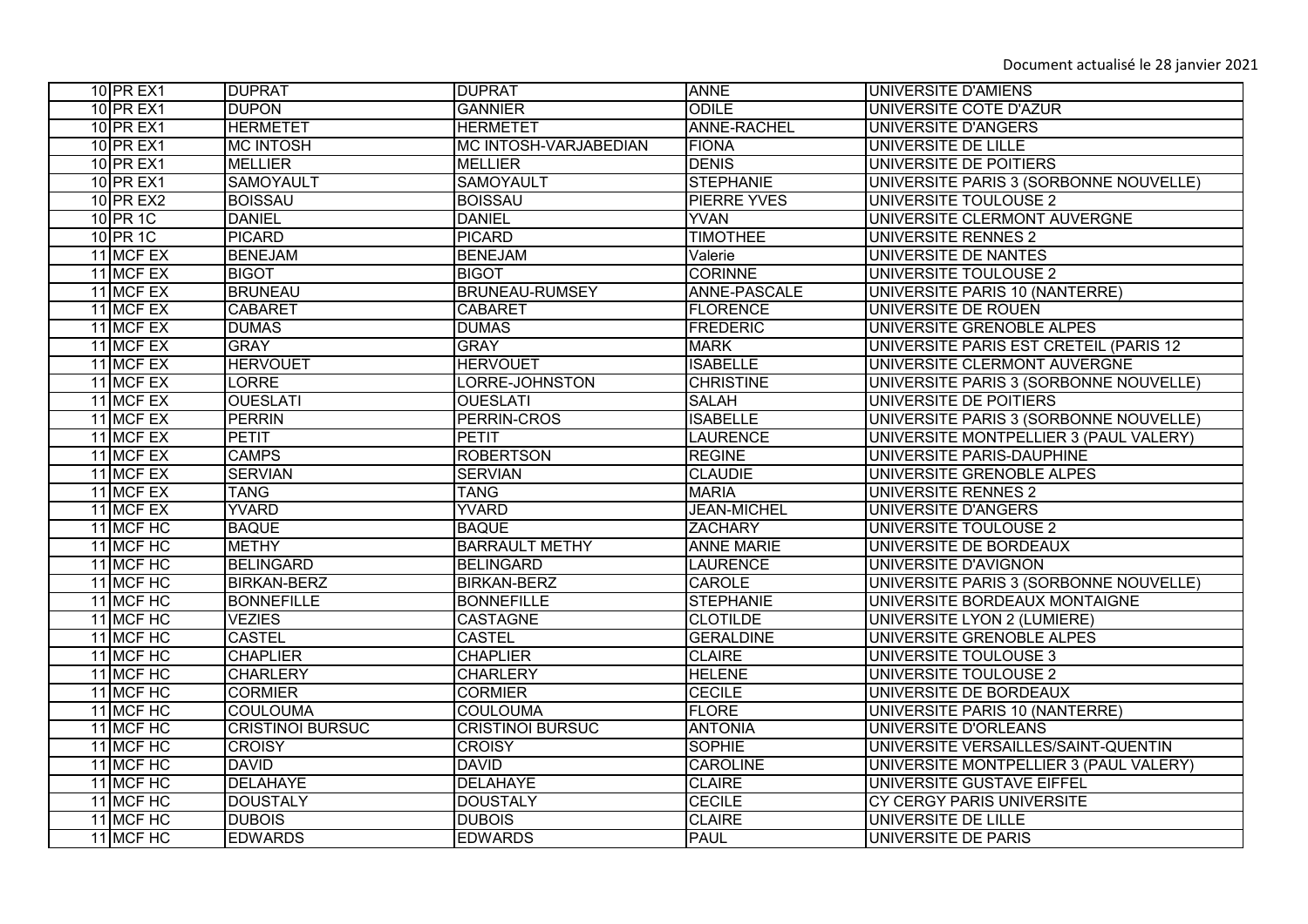| | | | | | |
|---|---|---|---|---|---|
| 10 | PR EX1 | DUPRAT | DUPRAT | ANNE | UNIVERSITE D'AMIENS |
| 10 | PR EX1 | DUPON | GANNIER | ODILE | UNIVERSITE COTE D'AZUR |
| 10 | PR EX1 | HERMETET | HERMETET | ANNE-RACHEL | UNIVERSITE D'ANGERS |
| 10 | PR EX1 | MC INTOSH | MC INTOSH-VARJABEDIAN | FIONA | UNIVERSITE DE LILLE |
| 10 | PR EX1 | MELLIER | MELLIER | DENIS | UNIVERSITE DE POITIERS |
| 10 | PR EX1 | SAMOYAULT | SAMOYAULT | STEPHANIE | UNIVERSITE PARIS 3 (SORBONNE NOUVELLE) |
| 10 | PR EX2 | BOISSAU | BOISSAU | PIERRE YVES | UNIVERSITE TOULOUSE 2 |
| 10 | PR 1C | DANIEL | DANIEL | YVAN | UNIVERSITE CLERMONT AUVERGNE |
| 10 | PR 1C | PICARD | PICARD | TIMOTHEE | UNIVERSITE RENNES 2 |
| 11 | MCF EX | BENEJAM | BENEJAM | Valerie | UNIVERSITE DE NANTES |
| 11 | MCF EX | BIGOT | BIGOT | CORINNE | UNIVERSITE TOULOUSE 2 |
| 11 | MCF EX | BRUNEAU | BRUNEAU-RUMSEY | ANNE-PASCALE | UNIVERSITE PARIS 10 (NANTERRE) |
| 11 | MCF EX | CABARET | CABARET | FLORENCE | UNIVERSITE DE ROUEN |
| 11 | MCF EX | DUMAS | DUMAS | FREDERIC | UNIVERSITE GRENOBLE ALPES |
| 11 | MCF EX | GRAY | GRAY | MARK | UNIVERSITE PARIS EST CRETEIL (PARIS 12 |
| 11 | MCF EX | HERVOUET | HERVOUET | ISABELLE | UNIVERSITE CLERMONT AUVERGNE |
| 11 | MCF EX | LORRE | LORRE-JOHNSTON | CHRISTINE | UNIVERSITE PARIS 3 (SORBONNE NOUVELLE) |
| 11 | MCF EX | OUESLATI | OUESLATI | SALAH | UNIVERSITE DE POITIERS |
| 11 | MCF EX | PERRIN | PERRIN-CROS | ISABELLE | UNIVERSITE PARIS 3 (SORBONNE NOUVELLE) |
| 11 | MCF EX | PETIT | PETIT | LAURENCE | UNIVERSITE MONTPELLIER 3 (PAUL VALERY) |
| 11 | MCF EX | CAMPS | ROBERTSON | REGINE | UNIVERSITE PARIS-DAUPHINE |
| 11 | MCF EX | SERVIAN | SERVIAN | CLAUDIE | UNIVERSITE GRENOBLE ALPES |
| 11 | MCF EX | TANG | TANG | MARIA | UNIVERSITE RENNES 2 |
| 11 | MCF EX | YVARD | YVARD | JEAN-MICHEL | UNIVERSITE D'ANGERS |
| 11 | MCF HC | BAQUE | BAQUE | ZACHARY | UNIVERSITE TOULOUSE 2 |
| 11 | MCF HC | METHY | BARRAULT METHY | ANNE MARIE | UNIVERSITE DE BORDEAUX |
| 11 | MCF HC | BELINGARD | BELINGARD | LAURENCE | UNIVERSITE D'AVIGNON |
| 11 | MCF HC | BIRKAN-BERZ | BIRKAN-BERZ | CAROLE | UNIVERSITE PARIS 3 (SORBONNE NOUVELLE) |
| 11 | MCF HC | BONNEFILLE | BONNEFILLE | STEPHANIE | UNIVERSITE BORDEAUX MONTAIGNE |
| 11 | MCF HC | VEZIES | CASTAGNE | CLOTILDE | UNIVERSITE LYON 2 (LUMIERE) |
| 11 | MCF HC | CASTEL | CASTEL | GERALDINE | UNIVERSITE GRENOBLE ALPES |
| 11 | MCF HC | CHAPLIER | CHAPLIER | CLAIRE | UNIVERSITE TOULOUSE 3 |
| 11 | MCF HC | CHARLERY | CHARLERY | HELENE | UNIVERSITE TOULOUSE 2 |
| 11 | MCF HC | CORMIER | CORMIER | CECILE | UNIVERSITE DE BORDEAUX |
| 11 | MCF HC | COULOUMA | COULOUMA | FLORE | UNIVERSITE PARIS 10 (NANTERRE) |
| 11 | MCF HC | CRISTINOI BURSUC | CRISTINOI BURSUC | ANTONIA | UNIVERSITE D'ORLEANS |
| 11 | MCF HC | CROISY | CROISY | SOPHIE | UNIVERSITE VERSAILLES/SAINT-QUENTIN |
| 11 | MCF HC | DAVID | DAVID | CAROLINE | UNIVERSITE MONTPELLIER 3 (PAUL VALERY) |
| 11 | MCF HC | DELAHAYE | DELAHAYE | CLAIRE | UNIVERSITE GUSTAVE EIFFEL |
| 11 | MCF HC | DOUSTALY | DOUSTALY | CECILE | CY CERGY PARIS UNIVERSITE |
| 11 | MCF HC | DUBOIS | DUBOIS | CLAIRE | UNIVERSITE DE LILLE |
| 11 | MCF HC | EDWARDS | EDWARDS | PAUL | UNIVERSITE DE PARIS |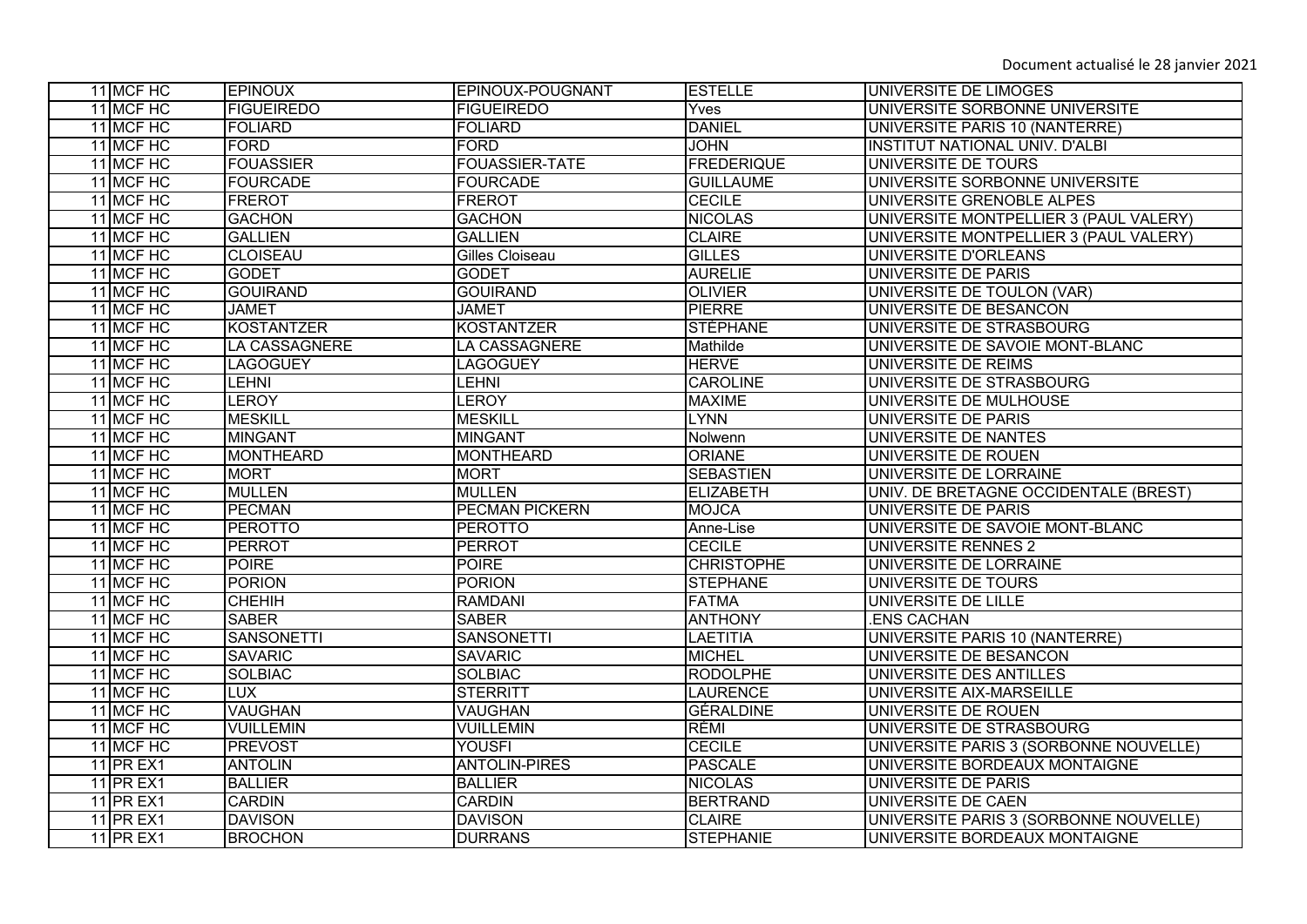| | | | | | |
|---|---|---|---|---|---|
| 11 | MCF HC | EPINOUX | EPINOUX-POUGNANT | ESTELLE | UNIVERSITE DE LIMOGES |
| 11 | MCF HC | FIGUEIREDO | FIGUEIREDO | Yves | UNIVERSITE SORBONNE UNIVERSITE |
| 11 | MCF HC | FOLIARD | FOLIARD | DANIEL | UNIVERSITE PARIS 10 (NANTERRE) |
| 11 | MCF HC | FORD | FORD | JOHN | INSTITUT NATIONAL UNIV. D'ALBI |
| 11 | MCF HC | FOUASSIER | FOUASSIER-TATE | FREDERIQUE | UNIVERSITE DE TOURS |
| 11 | MCF HC | FOURCADE | FOURCADE | GUILLAUME | UNIVERSITE SORBONNE UNIVERSITE |
| 11 | MCF HC | FREROT | FREROT | CECILE | UNIVERSITE GRENOBLE ALPES |
| 11 | MCF HC | GACHON | GACHON | NICOLAS | UNIVERSITE MONTPELLIER 3 (PAUL VALERY) |
| 11 | MCF HC | GALLIEN | GALLIEN | CLAIRE | UNIVERSITE MONTPELLIER 3 (PAUL VALERY) |
| 11 | MCF HC | CLOISEAU | Gilles Cloiseau | GILLES | UNIVERSITE D'ORLEANS |
| 11 | MCF HC | GODET | GODET | AURELIE | UNIVERSITE DE PARIS |
| 11 | MCF HC | GOUIRAND | GOUIRAND | OLIVIER | UNIVERSITE DE TOULON (VAR) |
| 11 | MCF HC | JAMET | JAMET | PIERRE | UNIVERSITE DE BESANCON |
| 11 | MCF HC | KOSTANTZER | KOSTANTZER | STÉPHANE | UNIVERSITE DE STRASBOURG |
| 11 | MCF HC | LA CASSAGNERE | LA CASSAGNERE | Mathilde | UNIVERSITE DE SAVOIE MONT-BLANC |
| 11 | MCF HC | LAGOGUEY | LAGOGUEY | HERVE | UNIVERSITE DE REIMS |
| 11 | MCF HC | LEHNI | LEHNI | CAROLINE | UNIVERSITE DE STRASBOURG |
| 11 | MCF HC | LEROY | LEROY | MAXIME | UNIVERSITE DE MULHOUSE |
| 11 | MCF HC | MESKILL | MESKILL | LYNN | UNIVERSITE DE PARIS |
| 11 | MCF HC | MINGANT | MINGANT | Nolwenn | UNIVERSITE DE NANTES |
| 11 | MCF HC | MONTHEARD | MONTHEARD | ORIANE | UNIVERSITE DE ROUEN |
| 11 | MCF HC | MORT | MORT | SEBASTIEN | UNIVERSITE DE LORRAINE |
| 11 | MCF HC | MULLEN | MULLEN | ELIZABETH | UNIV. DE BRETAGNE OCCIDENTALE (BREST) |
| 11 | MCF HC | PECMAN | PECMAN PICKERN | MOJCA | UNIVERSITE DE PARIS |
| 11 | MCF HC | PEROTTO | PEROTTO | Anne-Lise | UNIVERSITE DE SAVOIE MONT-BLANC |
| 11 | MCF HC | PERROT | PERROT | CECILE | UNIVERSITE RENNES 2 |
| 11 | MCF HC | POIRE | POIRE | CHRISTOPHE | UNIVERSITE DE LORRAINE |
| 11 | MCF HC | PORION | PORION | STEPHANE | UNIVERSITE DE TOURS |
| 11 | MCF HC | CHEHIH | RAMDANI | FATMA | UNIVERSITE DE LILLE |
| 11 | MCF HC | SABER | SABER | ANTHONY | .ENS CACHAN |
| 11 | MCF HC | SANSONETTI | SANSONETTI | LAETITIA | UNIVERSITE PARIS 10 (NANTERRE) |
| 11 | MCF HC | SAVARIC | SAVARIC | MICHEL | UNIVERSITE DE BESANCON |
| 11 | MCF HC | SOLBIAC | SOLBIAC | RODOLPHE | UNIVERSITE DES ANTILLES |
| 11 | MCF HC | LUX | STERRITT | LAURENCE | UNIVERSITE AIX-MARSEILLE |
| 11 | MCF HC | VAUGHAN | VAUGHAN | GÉRALDINE | UNIVERSITE DE ROUEN |
| 11 | MCF HC | VUILLEMIN | VUILLEMIN | RÉMI | UNIVERSITE DE STRASBOURG |
| 11 | MCF HC | PREVOST | YOUSFI | CECILE | UNIVERSITE PARIS 3 (SORBONNE NOUVELLE) |
| 11 | PR EX1 | ANTOLIN | ANTOLIN-PIRES | PASCALE | UNIVERSITE BORDEAUX MONTAIGNE |
| 11 | PR EX1 | BALLIER | BALLIER | NICOLAS | UNIVERSITE DE PARIS |
| 11 | PR EX1 | CARDIN | CARDIN | BERTRAND | UNIVERSITE DE CAEN |
| 11 | PR EX1 | DAVISON | DAVISON | CLAIRE | UNIVERSITE PARIS 3 (SORBONNE NOUVELLE) |
| 11 | PR EX1 | BROCHON | DURRANS | STEPHANIE | UNIVERSITE BORDEAUX MONTAIGNE |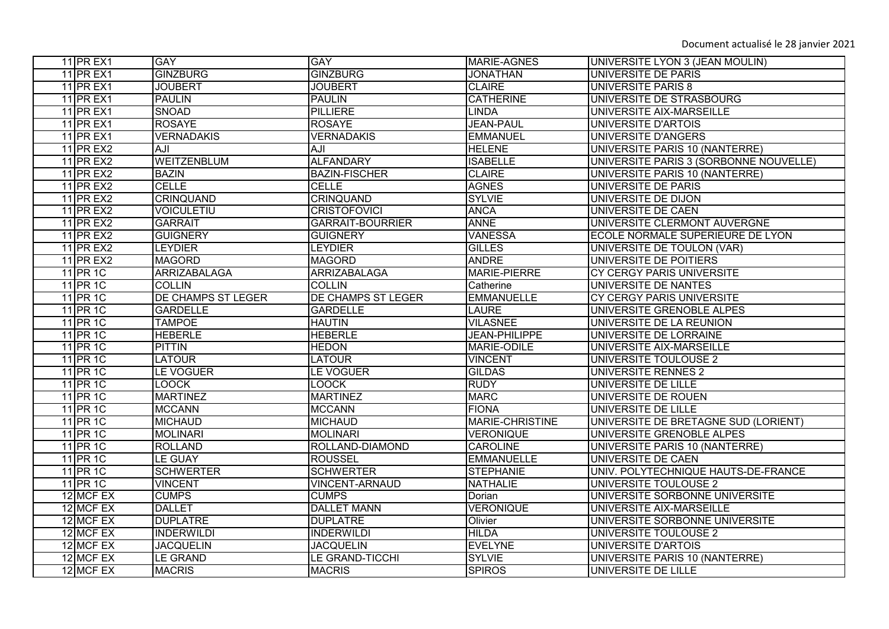| | | | | | |
|---|---|---|---|---|---|
| 11 | PR EX1 | GAY | GAY | MARIE-AGNES | UNIVERSITE LYON 3 (JEAN MOULIN) |
| 11 | PR EX1 | GINZBURG | GINZBURG | JONATHAN | UNIVERSITE DE PARIS |
| 11 | PR EX1 | JOUBERT | JOUBERT | CLAIRE | UNIVERSITE PARIS 8 |
| 11 | PR EX1 | PAULIN | PAULIN | CATHERINE | UNIVERSITE DE STRASBOURG |
| 11 | PR EX1 | SNOAD | PILLIERE | LINDA | UNIVERSITE AIX-MARSEILLE |
| 11 | PR EX1 | ROSAYE | ROSAYE | JEAN-PAUL | UNIVERSITE D'ARTOIS |
| 11 | PR EX1 | VERNADAKIS | VERNADAKIS | EMMANUEL | UNIVERSITE D'ANGERS |
| 11 | PR EX2 | AJI | AJI | HELENE | UNIVERSITE PARIS 10 (NANTERRE) |
| 11 | PR EX2 | WEITZENBLUM | ALFANDARY | ISABELLE | UNIVERSITE PARIS 3 (SORBONNE NOUVELLE) |
| 11 | PR EX2 | BAZIN | BAZIN-FISCHER | CLAIRE | UNIVERSITE PARIS 10 (NANTERRE) |
| 11 | PR EX2 | CELLE | CELLE | AGNES | UNIVERSITE DE PARIS |
| 11 | PR EX2 | CRINQUAND | CRINQUAND | SYLVIE | UNIVERSITE DE DIJON |
| 11 | PR EX2 | VOICULETIU | CRISTOFOVICI | ANCA | UNIVERSITE DE CAEN |
| 11 | PR EX2 | GARRAIT | GARRAIT-BOURRIER | ANNE | UNIVERSITE CLERMONT AUVERGNE |
| 11 | PR EX2 | GUIGNERY | GUIGNERY | VANESSA | ECOLE NORMALE SUPERIEURE DE LYON |
| 11 | PR EX2 | LEYDIER | LEYDIER | GILLES | UNIVERSITE DE TOULON (VAR) |
| 11 | PR EX2 | MAGORD | MAGORD | ANDRE | UNIVERSITE DE POITIERS |
| 11 | PR 1C | ARRIZABALAGA | ARRIZABALAGA | MARIE-PIERRE | CY CERGY PARIS UNIVERSITE |
| 11 | PR 1C | COLLIN | COLLIN | Catherine | UNIVERSITE DE NANTES |
| 11 | PR 1C | DE CHAMPS ST LEGER | DE CHAMPS ST LEGER | EMMANUELLE | CY CERGY PARIS UNIVERSITE |
| 11 | PR 1C | GARDELLE | GARDELLE | LAURE | UNIVERSITE GRENOBLE ALPES |
| 11 | PR 1C | TAMPOE | HAUTIN | VILASNEE | UNIVERSITE DE LA REUNION |
| 11 | PR 1C | HEBERLE | HEBERLE | JEAN-PHILIPPE | UNIVERSITE DE LORRAINE |
| 11 | PR 1C | PITTIN | HEDON | MARIE-ODILE | UNIVERSITE AIX-MARSEILLE |
| 11 | PR 1C | LATOUR | LATOUR | VINCENT | UNIVERSITE TOULOUSE 2 |
| 11 | PR 1C | LE VOGUER | LE VOGUER | GILDAS | UNIVERSITE RENNES 2 |
| 11 | PR 1C | LOOCK | LOOCK | RUDY | UNIVERSITE DE LILLE |
| 11 | PR 1C | MARTINEZ | MARTINEZ | MARC | UNIVERSITE DE ROUEN |
| 11 | PR 1C | MCCANN | MCCANN | FIONA | UNIVERSITE DE LILLE |
| 11 | PR 1C | MICHAUD | MICHAUD | MARIE-CHRISTINE | UNIVERSITE DE BRETAGNE SUD (LORIENT) |
| 11 | PR 1C | MOLINARI | MOLINARI | VERONIQUE | UNIVERSITE GRENOBLE ALPES |
| 11 | PR 1C | ROLLAND | ROLLAND-DIAMOND | CAROLINE | UNIVERSITE PARIS 10 (NANTERRE) |
| 11 | PR 1C | LE GUAY | ROUSSEL | EMMANUELLE | UNIVERSITE DE CAEN |
| 11 | PR 1C | SCHWERTER | SCHWERTER | STEPHANIE | UNIV. POLYTECHNIQUE HAUTS-DE-FRANCE |
| 11 | PR 1C | VINCENT | VINCENT-ARNAUD | NATHALIE | UNIVERSITE TOULOUSE 2 |
| 12 | MCF EX | CUMPS | CUMPS | Dorian | UNIVERSITE SORBONNE UNIVERSITE |
| 12 | MCF EX | DALLET | DALLET MANN | VERONIQUE | UNIVERSITE AIX-MARSEILLE |
| 12 | MCF EX | DUPLATRE | DUPLATRE | Olivier | UNIVERSITE SORBONNE UNIVERSITE |
| 12 | MCF EX | INDERWILDI | INDERWILDI | HILDA | UNIVERSITE TOULOUSE 2 |
| 12 | MCF EX | JACQUELIN | JACQUELIN | EVELYNE | UNIVERSITE D'ARTOIS |
| 12 | MCF EX | LE GRAND | LE GRAND-TICCHI | SYLVIE | UNIVERSITE PARIS 10 (NANTERRE) |
| 12 | MCF EX | MACRIS | MACRIS | SPIROS | UNIVERSITE DE LILLE |